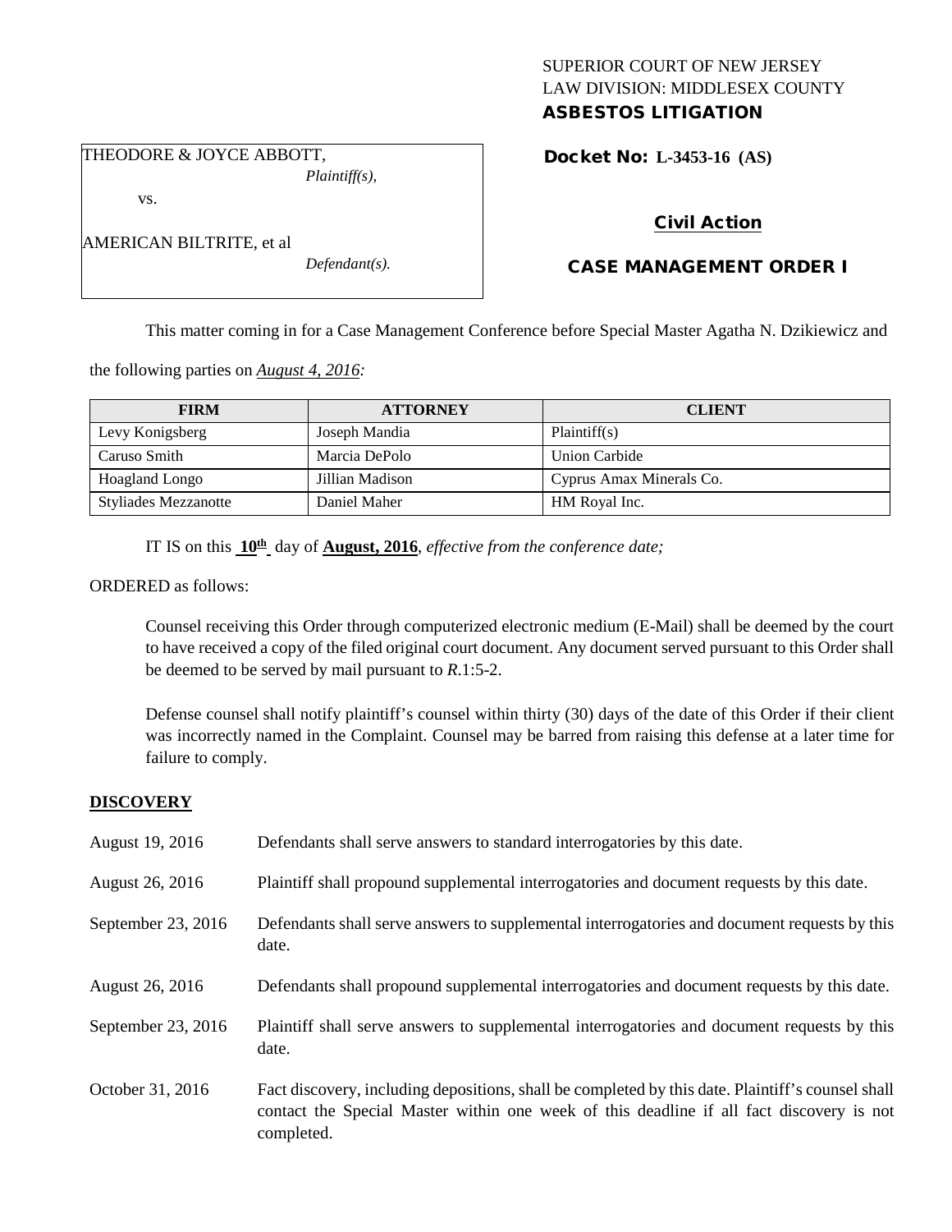SUPERIOR COURT OF NEW JERSEY
LAW DIVISION: MIDDLESEX COUNTY
**ASBESTOS LITIGATION**

THEODORE & JOYCE ABBOTT,
*Plaintiff(s),*

vs.

AMERICAN BILTRITE, et al
*Defendant(s).*

**Docket No: L-3453-16 (AS)**

**Civil Action**

**CASE MANAGEMENT ORDER I**

This matter coming in for a Case Management Conference before Special Master Agatha N. Dzikiewicz and the following parties on *August 4, 2016:*

| FIRM | ATTORNEY | CLIENT |
|---|---|---|
| Levy Konigsberg | Joseph Mandia | Plaintiff(s) |
| Caruso Smith | Marcia DePolo | Union Carbide |
| Hoagland Longo | Jillian Madison | Cyprus Amax Minerals Co. |
| Styliades Mezzanotte | Daniel Maher | HM Royal Inc. |

IT IS on this **10th** day of **August, 2016**, *effective from the conference date;*

ORDERED as follows:

Counsel receiving this Order through computerized electronic medium (E-Mail) shall be deemed by the court to have received a copy of the filed original court document. Any document served pursuant to this Order shall be deemed to be served by mail pursuant to *R*.1:5-2.

Defense counsel shall notify plaintiff's counsel within thirty (30) days of the date of this Order if their client was incorrectly named in the Complaint. Counsel may be barred from raising this defense at a later time for failure to comply.

## DISCOVERY

| | |
|---|---|
| August 19, 2016 | Defendants shall serve answers to standard interrogatories by this date. |
| August 26, 2016 | Plaintiff shall propound supplemental interrogatories and document requests by this date. |
| September 23, 2016 | Defendants shall serve answers to supplemental interrogatories and document requests by this date. |
| August 26, 2016 | Defendants shall propound supplemental interrogatories and document requests by this date. |
| September 23, 2016 | Plaintiff shall serve answers to supplemental interrogatories and document requests by this date. |
| October 31, 2016 | Fact discovery, including depositions, shall be completed by this date. Plaintiff's counsel shall contact the Special Master within one week of this deadline if all fact discovery is not completed. |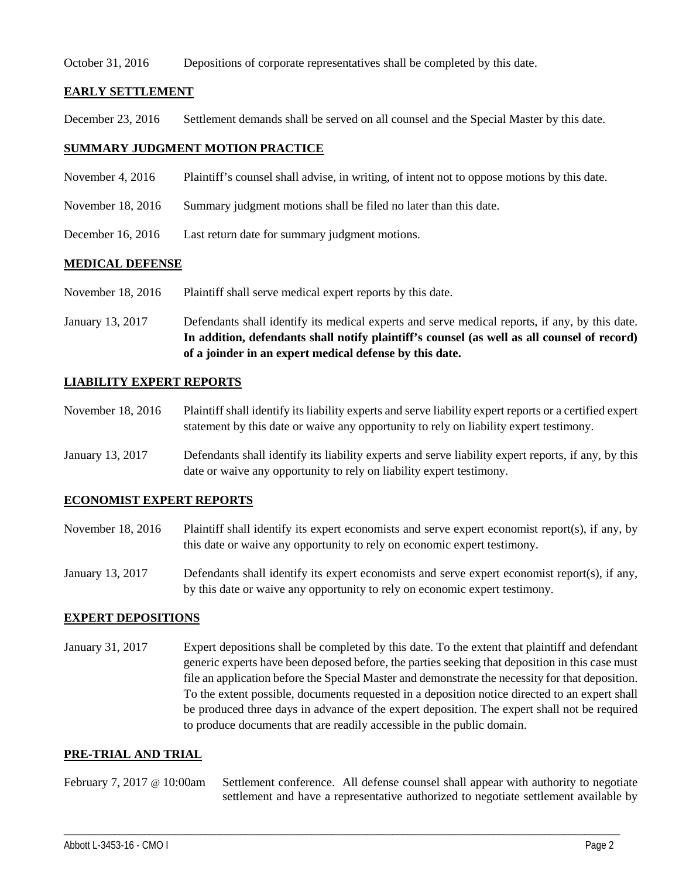October 31, 2016 Depositions of corporate representatives shall be completed by this date.

## EARLY SETTLEMENT

December 23, 2016 Settlement demands shall be served on all counsel and the Special Master by this date.

## SUMMARY JUDGMENT MOTION PRACTICE

November 4, 2016 Plaintiff's counsel shall advise, in writing, of intent not to oppose motions by this date.

November 18, 2016 Summary judgment motions shall be filed no later than this date.

December 16, 2016 Last return date for summary judgment motions.

## MEDICAL DEFENSE

November 18, 2016 Plaintiff shall serve medical expert reports by this date.

January 13, 2017 Defendants shall identify its medical experts and serve medical reports, if any, by this date. **In addition, defendants shall notify plaintiff's counsel (as well as all counsel of record) of a joinder in an expert medical defense by this date.**

## LIABILITY EXPERT REPORTS

November 18, 2016 Plaintiff shall identify its liability experts and serve liability expert reports or a certified expert statement by this date or waive any opportunity to rely on liability expert testimony.

January 13, 2017 Defendants shall identify its liability experts and serve liability expert reports, if any, by this date or waive any opportunity to rely on liability expert testimony.

## ECONOMIST EXPERT REPORTS

November 18, 2016 Plaintiff shall identify its expert economists and serve expert economist report(s), if any, by this date or waive any opportunity to rely on economic expert testimony.

January 13, 2017 Defendants shall identify its expert economists and serve expert economist report(s), if any, by this date or waive any opportunity to rely on economic expert testimony.

## EXPERT DEPOSITIONS

January 31, 2017 Expert depositions shall be completed by this date. To the extent that plaintiff and defendant generic experts have been deposed before, the parties seeking that deposition in this case must file an application before the Special Master and demonstrate the necessity for that deposition. To the extent possible, documents requested in a deposition notice directed to an expert shall be produced three days in advance of the expert deposition. The expert shall not be required to produce documents that are readily accessible in the public domain.

## PRE-TRIAL AND TRIAL

February 7, 2017 @ 10:00am Settlement conference. All defense counsel shall appear with authority to negotiate settlement and have a representative authorized to negotiate settlement available by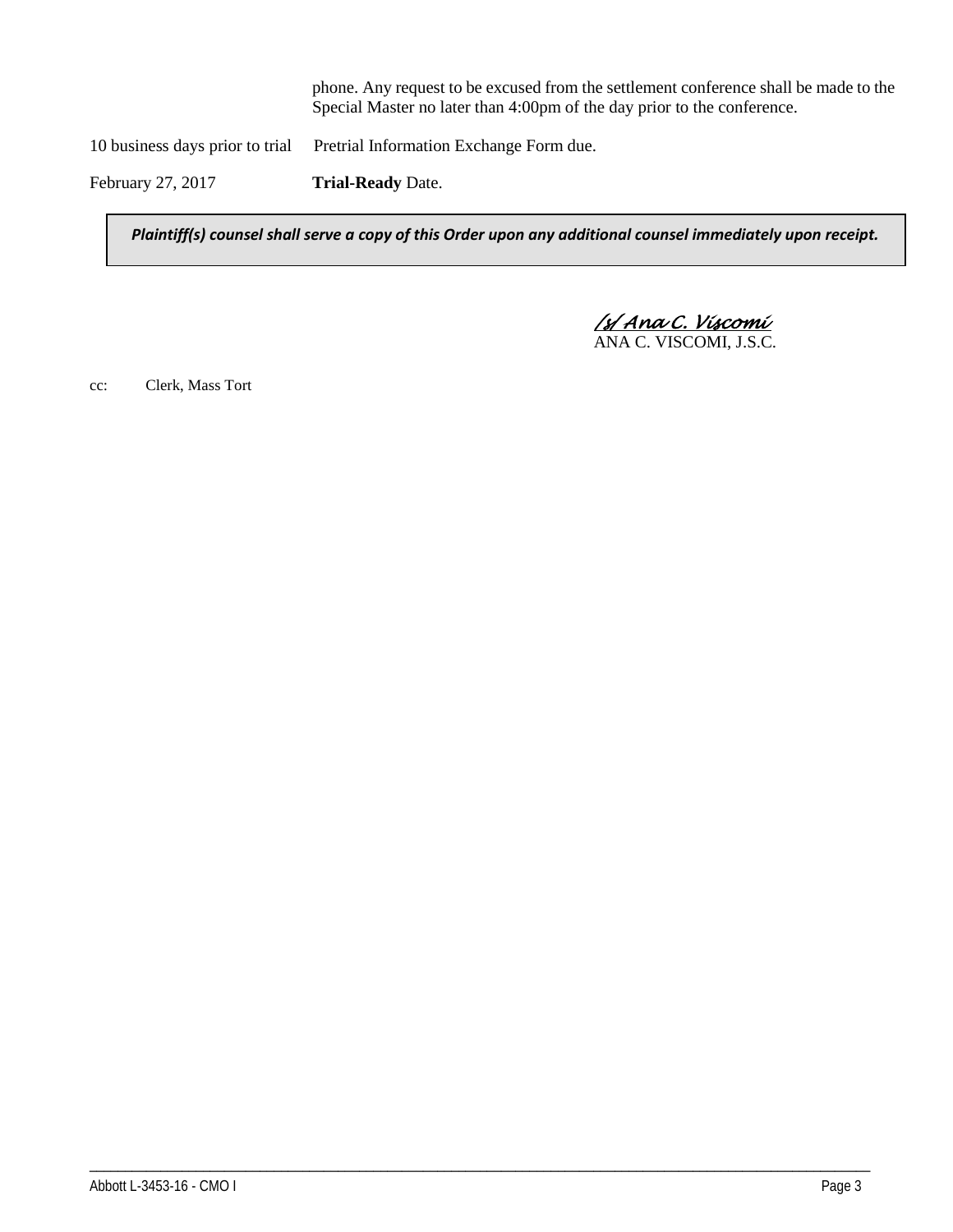| | |
|---|---|
| | phone. Any request to be excused from the settlement conference shall be made to the Special Master no later than 4:00pm of the day prior to the conference. |
| 10 business days prior to trial | Pretrial Information Exchange Form due. |
| February 27, 2017 | **Trial-Ready** Date. |

***Plaintiff(s) counsel shall serve a copy of this Order upon any additional counsel immediately upon receipt.***

*/s/ Ana C. Viscomi*
ANA C. VISCOMI, J.S.C.

cc: Clerk, Mass Tort